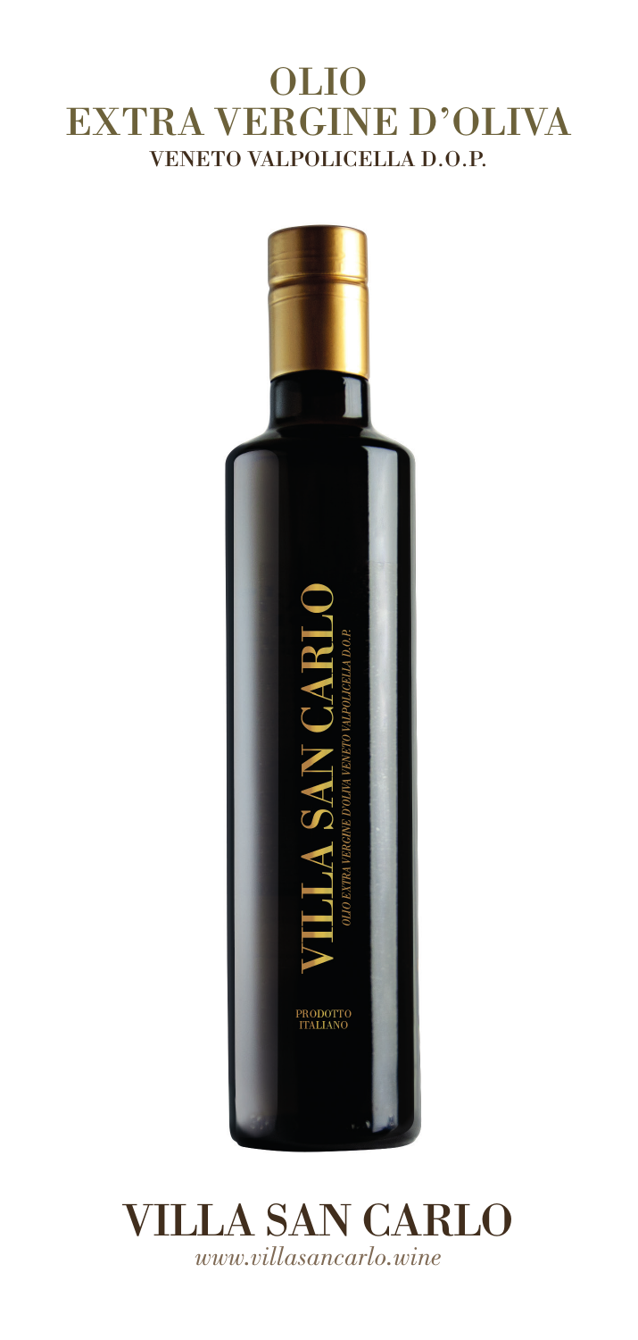# OLIO
# EXTRA VERGINE D'OLIVA
## VENETO VALPOLICELLA D.O.P.

VILLA SAN CARLO

*OLIO EXTRA VERGINE D'OLIVA VENETO VALPOLICELLA D.O.P.*

PRODOTTO
ITALIANO

# VILLA SAN CARLO

*www.villasancarlo.wine*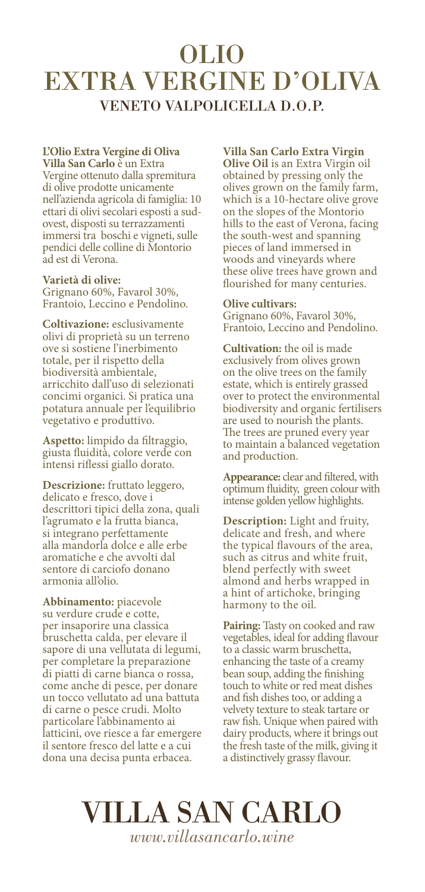# OLIO EXTRA VERGINE D'OLIVA

## VENETO VALPOLICELLA D.O.P.

**L'Olio Extra Vergine di Oliva Villa San Carlo** è un Extra Vergine ottenuto dalla spremitura di olive prodotte unicamente nell'azienda agricola di famiglia: 10 ettari di olivi secolari esposti a sud-ovest, disposti su terrazzamenti immersi tra boschi e vigneti, sulle pendici delle colline di Montorio ad est di Verona.

**Varietà di olive:**
Grignano 60%, Favarol 30%, Frantoio, Leccino e Pendolino.

**Coltivazione:** esclusivamente olivi di proprietà su un terreno ove si sostiene l'inerbimento totale, per il rispetto della biodiversità ambientale, arricchito dall'uso di selezionati concimi organici. Si pratica una potatura annuale per l'equilibrio vegetativo e produttivo.

**Aspetto:** limpido da filtraggio, giusta fluidità, colore verde con intensi riflessi giallo dorato.

**Descrizione:** fruttato leggero, delicato e fresco, dove i descrittori tipici della zona, quali l'agrumato e la frutta bianca, si integrano perfettamente alla mandorla dolce e alle erbe aromatiche e che avvolti dal sentore di carciofo donano armonia all'olio.

**Abbinamento:** piacevole su verdure crude e cotte, per insaporire una classica bruschetta calda, per elevare il sapore di una vellutata di legumi, per completare la preparazione di piatti di carne bianca o rossa, come anche di pesce, per donare un tocco vellutato ad una battuta di carne o pesce crudi. Molto particolare l'abbinamento ai latticini, ove riesce a far emergere il sentore fresco del latte e a cui dona una decisa punta erbacea.

**Villa San Carlo Extra Virgin Olive Oil** is an Extra Virgin oil obtained by pressing only the olives grown on the family farm, which is a 10-hectare olive grove on the slopes of the Montorio hills to the east of Verona, facing the south-west and spanning pieces of land immersed in woods and vineyards where these olive trees have grown and flourished for many centuries.

**Olive cultivars:**
Grignano 60%, Favarol 30%, Frantoio, Leccino and Pendolino.

**Cultivation:** the oil is made exclusively from olives grown on the olive trees on the family estate, which is entirely grassed over to protect the environmental biodiversity and organic fertilisers are used to nourish the plants. The trees are pruned every year to maintain a balanced vegetation and production.

**Appearance:** clear and filtered, with optimum fluidity, green colour with intense golden yellow highlights.

**Description:** Light and fruity, delicate and fresh, and where the typical flavours of the area, such as citrus and white fruit, blend perfectly with sweet almond and herbs wrapped in a hint of artichoke, bringing harmony to the oil.

**Pairing:** Tasty on cooked and raw vegetables, ideal for adding flavour to a classic warm bruschetta, enhancing the taste of a creamy bean soup, adding the finishing touch to white or red meat dishes and fish dishes too, or adding a velvety texture to steak tartare or raw fish. Unique when paired with dairy products, where it brings out the fresh taste of the milk, giving it a distinctively grassy flavour.

# VILLA SAN CARLO

*www.villasancarlo.wine*